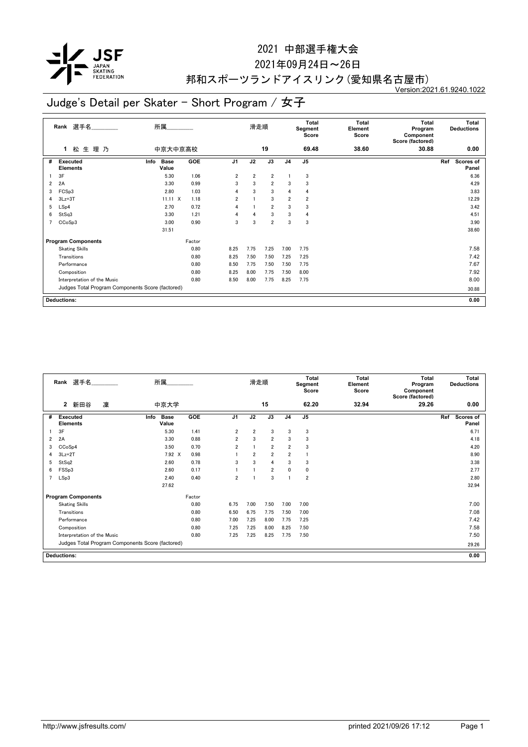# 2021 中部選手権大会

2021年09月24日～26日

邦和スポーツランドアイスリンク(愛知県名古屋市)

Version:2021.61.9240.1022

## Judge's Detail per Skater - Short Program / 女子

| Rank | 選手名 | 所属 | 滑走順 | Total Segment Score | Total Element Score | Total Program Component Score (factored) | Total Deductions |
|---|---|---|---|---|---|---|---|
| 1 | 松生理乃 | 中京大中京高校 | 19 | 69.48 | 38.60 | 30.88 | 0.00 |

| # | Executed Elements | Info | Base Value | GOE | J1 | J2 | J3 | J4 | J5 | Ref | Scores of Panel |
|---|---|---|---|---|---|---|---|---|---|---|---|
| 1 | 3F | | 5.30 | 1.06 | 2 | 2 | 2 | 1 | 3 | | 6.36 |
| 2 | 2A | | 3.30 | 0.99 | 3 | 3 | 2 | 3 | 3 | | 4.29 |
| 3 | FCSp3 | | 2.80 | 1.03 | 4 | 3 | 3 | 4 | 4 | | 3.83 |
| 4 | 3Lz+3T | | 11.11 X | 1.18 | 2 | 1 | 3 | 2 | 2 | | 12.29 |
| 5 | LSp4 | | 2.70 | 0.72 | 4 | 1 | 2 | 3 | 3 | | 3.42 |
| 6 | StSq3 | | 3.30 | 1.21 | 4 | 4 | 3 | 3 | 4 | | 4.51 |
| 7 | CCoSp3 | | 3.00 | 0.90 | 3 | 3 | 2 | 3 | 3 | | 3.90 |
| | | | 31.51 | | | | | | | | 38.60 |

| Program Components | Factor | J1 | J2 | J3 | J4 | J5 | Scores of Panel |
|---|---|---|---|---|---|---|---|
| Skating Skills | 0.80 | 8.25 | 7.75 | 7.25 | 7.00 | 7.75 | 7.58 |
| Transitions | 0.80 | 8.25 | 7.50 | 7.50 | 7.25 | 7.25 | 7.42 |
| Performance | 0.80 | 8.50 | 7.75 | 7.50 | 7.50 | 7.75 | 7.67 |
| Composition | 0.80 | 8.25 | 8.00 | 7.75 | 7.50 | 8.00 | 7.92 |
| Interpretation of the Music | 0.80 | 8.50 | 8.00 | 7.75 | 8.25 | 7.75 | 8.00 |
| Judges Total Program Components Score (factored) | | | | | | | 30.88 |

**Deductions:** 0.00

| Rank | 選手名 | 所属 | 滑走順 | Total Segment Score | Total Element Score | Total Program Component Score (factored) | Total Deductions |
|---|---|---|---|---|---|---|---|
| 2 | 新田谷 凜 | 中京大学 | 15 | 62.20 | 32.94 | 29.26 | 0.00 |

| # | Executed Elements | Info | Base Value | GOE | J1 | J2 | J3 | J4 | J5 | Ref | Scores of Panel |
|---|---|---|---|---|---|---|---|---|---|---|---|
| 1 | 3F | | 5.30 | 1.41 | 2 | 2 | 3 | 3 | 3 | | 6.71 |
| 2 | 2A | | 3.30 | 0.88 | 2 | 3 | 2 | 3 | 3 | | 4.18 |
| 3 | CCoSp4 | | 3.50 | 0.70 | 2 | 1 | 2 | 2 | 3 | | 4.20 |
| 4 | 3Lz+2T | | 7.92 X | 0.98 | 1 | 2 | 2 | 2 | 1 | | 8.90 |
| 5 | StSq2 | | 2.60 | 0.78 | 3 | 3 | 4 | 3 | 3 | | 3.38 |
| 6 | FSSp3 | | 2.60 | 0.17 | 1 | 1 | 2 | 0 | 0 | | 2.77 |
| 7 | LSp3 | | 2.40 | 0.40 | 2 | 1 | 3 | 1 | 2 | | 2.80 |
| | | | 27.62 | | | | | | | | 32.94 |

| Program Components | Factor | J1 | J2 | J3 | J4 | J5 | Scores of Panel |
|---|---|---|---|---|---|---|---|
| Skating Skills | 0.80 | 6.75 | 7.00 | 7.50 | 7.00 | 7.00 | 7.00 |
| Transitions | 0.80 | 6.50 | 6.75 | 7.75 | 7.50 | 7.00 | 7.08 |
| Performance | 0.80 | 7.00 | 7.25 | 8.00 | 7.75 | 7.25 | 7.42 |
| Composition | 0.80 | 7.25 | 7.25 | 8.00 | 8.25 | 7.50 | 7.58 |
| Interpretation of the Music | 0.80 | 7.25 | 7.25 | 8.25 | 7.75 | 7.50 | 7.50 |
| Judges Total Program Components Score (factored) | | | | | | | 29.26 |

**Deductions:** 0.00

http://www.jsfresults.com/ printed 2021/09/26 17:12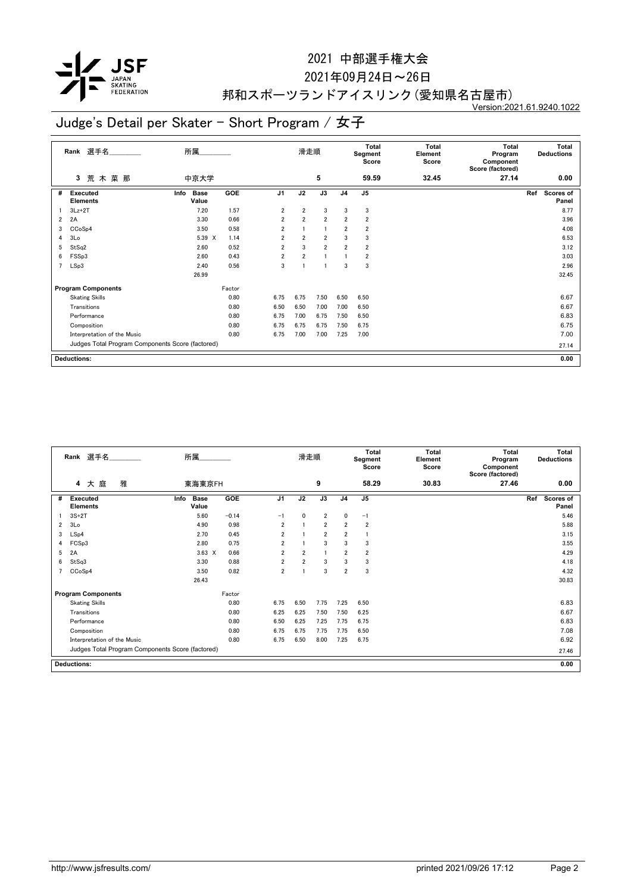# 2021 中部選手権大会

2021年09月24日～26日

邦和スポーツランドアイスリンク(愛知県名古屋市)

Version:2021.61.9240.1022

## Judge's Detail per Skater - Short Program / 女子

| Rank | 選手名 | 所属 | 滑走順 | Total Segment Score | Total Element Score | Total Program Component Score (factored) | Total Deductions |
|---|---|---|---|---|---|---|---|
| 3 | 荒 木 菜 那 | 中京大学 | 5 | 59.59 | 32.45 | 27.14 | 0.00 |

| # | Executed Elements | Info | Base Value | GOE | J1 | J2 | J3 | J4 | J5 | Ref | Scores of Panel |
|---|---|---|---|---|---|---|---|---|---|---|---|
| 1 | 3Lz+2T | | 7.20 | 1.57 | 2 | 2 | 3 | 3 | 3 | | 8.77 |
| 2 | 2A | | 3.30 | 0.66 | 2 | 2 | 2 | 2 | 2 | | 3.96 |
| 3 | CCoSp4 | | 3.50 | 0.58 | 2 | 1 | 1 | 2 | 2 | | 4.08 |
| 4 | 3Lo | | 5.39 X | 1.14 | 2 | 2 | 2 | 3 | 3 | | 6.53 |
| 5 | StSq2 | | 2.60 | 0.52 | 2 | 3 | 2 | 2 | 2 | | 3.12 |
| 6 | FSSp3 | | 2.60 | 0.43 | 2 | 2 | 1 | 1 | 2 | | 3.03 |
| 7 | LSp3 | | 2.40 | 0.56 | 3 | 1 | 1 | 3 | 3 | | 2.96 |
| | | | 26.99 | | | | | | | | 32.45 |

| Program Components | Factor | J1 | J2 | J3 | J4 | J5 | Scores of Panel |
|---|---|---|---|---|---|---|---|
| Skating Skills | 0.80 | 6.75 | 6.75 | 7.50 | 6.50 | 6.50 | 6.67 |
| Transitions | 0.80 | 6.50 | 6.50 | 7.00 | 7.00 | 6.50 | 6.67 |
| Performance | 0.80 | 6.75 | 7.00 | 6.75 | 7.50 | 6.50 | 6.83 |
| Composition | 0.80 | 6.75 | 6.75 | 6.75 | 7.50 | 6.75 | 6.75 |
| Interpretation of the Music | 0.80 | 6.75 | 7.00 | 7.00 | 7.25 | 7.00 | 7.00 |
| Judges Total Program Components Score (factored) | | | | | | | 27.14 |

**Deductions:** 0.00

| Rank | 選手名 | 所属 | 滑走順 | Total Segment Score | Total Element Score | Total Program Component Score (factored) | Total Deductions |
|---|---|---|---|---|---|---|---|
| 4 | 大 庭 雅 | 東海東京FH | 9 | 58.29 | 30.83 | 27.46 | 0.00 |

| # | Executed Elements | Info | Base Value | GOE | J1 | J2 | J3 | J4 | J5 | Ref | Scores of Panel |
|---|---|---|---|---|---|---|---|---|---|---|---|
| 1 | 3S+2T | | 5.60 | −0.14 | −1 | 0 | 2 | 0 | −1 | | 5.46 |
| 2 | 3Lo | | 4.90 | 0.98 | 2 | 1 | 2 | 2 | 2 | | 5.88 |
| 3 | LSp4 | | 2.70 | 0.45 | 2 | 1 | 2 | 2 | 1 | | 3.15 |
| 4 | FCSp3 | | 2.80 | 0.75 | 2 | 1 | 3 | 3 | 3 | | 3.55 |
| 5 | 2A | | 3.63 X | 0.66 | 2 | 2 | 1 | 2 | 2 | | 4.29 |
| 6 | StSq3 | | 3.30 | 0.88 | 2 | 2 | 3 | 3 | 3 | | 4.18 |
| 7 | CCoSp4 | | 3.50 | 0.82 | 2 | 1 | 3 | 2 | 3 | | 4.32 |
| | | | 26.43 | | | | | | | | 30.83 |

| Program Components | Factor | J1 | J2 | J3 | J4 | J5 | Scores of Panel |
|---|---|---|---|---|---|---|---|
| Skating Skills | 0.80 | 6.75 | 6.50 | 7.75 | 7.25 | 6.50 | 6.83 |
| Transitions | 0.80 | 6.25 | 6.25 | 7.50 | 7.50 | 6.25 | 6.67 |
| Performance | 0.80 | 6.50 | 6.25 | 7.25 | 7.75 | 6.75 | 6.83 |
| Composition | 0.80 | 6.75 | 6.75 | 7.75 | 7.75 | 6.50 | 7.08 |
| Interpretation of the Music | 0.80 | 6.75 | 6.50 | 8.00 | 7.25 | 6.75 | 6.92 |
| Judges Total Program Components Score (factored) | | | | | | | 27.46 |

**Deductions:** 0.00

http://www.jsfresults.com/ printed 2021/09/26 17:12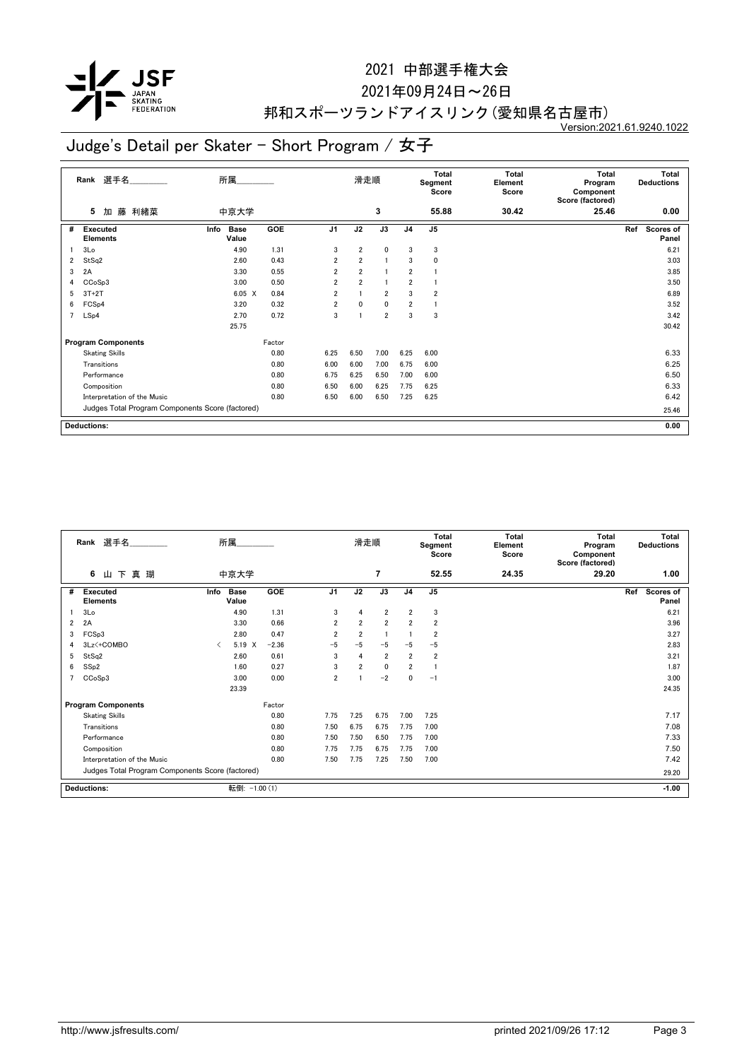# 2021 中部選手権大会

2021年09月24日～26日

邦和スポーツランドアイスリンク（愛知県名古屋市）

Version:2021.61.9240.1022

## Judge's Detail per Skater - Short Program / 女子

| Rank | 選手名 | 所属 | 滑走順 | Total Segment Score | Total Element Score | Total Program Component Score (factored) | Total Deductions |
|---|---|---|---|---|---|---|---|
| 5 | 加 藤 利緒菜 | 中京大学 | 3 | 55.88 | 30.42 | 25.46 | 0.00 |

| # | Executed Elements | Info | Base Value | GOE | J1 | J2 | J3 | J4 | J5 | Ref | Scores of Panel |
|---|---|---|---|---|---|---|---|---|---|---|---|
| 1 | 3Lo | | 4.90 | 1.31 | 3 | 2 | 0 | 3 | 3 | | 6.21 |
| 2 | StSq2 | | 2.60 | 0.43 | 2 | 2 | 1 | 3 | 0 | | 3.03 |
| 3 | 2A | | 3.30 | 0.55 | 2 | 2 | 1 | 2 | 1 | | 3.85 |
| 4 | CCoSp3 | | 3.00 | 0.50 | 2 | 2 | 1 | 2 | 1 | | 3.50 |
| 5 | 3T+2T | | 6.05 X | 0.84 | 2 | 1 | 2 | 3 | 2 | | 6.89 |
| 6 | FCSp4 | | 3.20 | 0.32 | 2 | 0 | 0 | 2 | 1 | | 3.52 |
| 7 | LSp4 | | 2.70 | 0.72 | 3 | 1 | 2 | 3 | 3 | | 3.42 |
| | | | 25.75 | | | | | | | | 30.42 |

| Program Components | Factor | J1 | J2 | J3 | J4 | J5 | Scores of Panel |
|---|---|---|---|---|---|---|---|
| Skating Skills | 0.80 | 6.25 | 6.50 | 7.00 | 6.25 | 6.00 | 6.33 |
| Transitions | 0.80 | 6.00 | 6.00 | 7.00 | 6.75 | 6.00 | 6.25 |
| Performance | 0.80 | 6.75 | 6.25 | 6.50 | 7.00 | 6.00 | 6.50 |
| Composition | 0.80 | 6.50 | 6.00 | 6.25 | 7.75 | 6.25 | 6.33 |
| Interpretation of the Music | 0.80 | 6.50 | 6.00 | 6.50 | 7.25 | 6.25 | 6.42 |
| Judges Total Program Components Score (factored) | | | | | | | 25.46 |

**Deductions:** 0.00

| Rank | 選手名 | 所属 | 滑走順 | Total Segment Score | Total Element Score | Total Program Component Score (factored) | Total Deductions |
|---|---|---|---|---|---|---|---|
| 6 | 山 下 真 瑚 | 中京大学 | 7 | 52.55 | 24.35 | 29.20 | 1.00 |

| # | Executed Elements | Info | Base Value | GOE | J1 | J2 | J3 | J4 | J5 | Ref | Scores of Panel |
|---|---|---|---|---|---|---|---|---|---|---|---|
| 1 | 3Lo | | 4.90 | 1.31 | 3 | 4 | 2 | 2 | 3 | | 6.21 |
| 2 | 2A | | 3.30 | 0.66 | 2 | 2 | 2 | 2 | 2 | | 3.96 |
| 3 | FCSp3 | | 2.80 | 0.47 | 2 | 2 | 1 | 1 | 2 | | 3.27 |
| 4 | 3Lz<+COMBO | < | 5.19 X | −2.36 | −5 | −5 | −5 | −5 | −5 | | 2.83 |
| 5 | StSq2 | | 2.60 | 0.61 | 3 | 4 | 2 | 2 | 2 | | 3.21 |
| 6 | SSp2 | | 1.60 | 0.27 | 3 | 2 | 0 | 2 | 1 | | 1.87 |
| 7 | CCoSp3 | | 3.00 | 0.00 | 2 | 1 | −2 | 0 | −1 | | 3.00 |
| | | | 23.39 | | | | | | | | 24.35 |

| Program Components | Factor | J1 | J2 | J3 | J4 | J5 | Scores of Panel |
|---|---|---|---|---|---|---|---|
| Skating Skills | 0.80 | 7.75 | 7.25 | 6.75 | 7.00 | 7.25 | 7.17 |
| Transitions | 0.80 | 7.50 | 6.75 | 6.75 | 7.75 | 7.00 | 7.08 |
| Performance | 0.80 | 7.50 | 7.50 | 6.50 | 7.75 | 7.00 | 7.33 |
| Composition | 0.80 | 7.75 | 7.75 | 6.75 | 7.75 | 7.00 | 7.50 |
| Interpretation of the Music | 0.80 | 7.50 | 7.75 | 7.25 | 7.50 | 7.00 | 7.42 |
| Judges Total Program Components Score (factored) | | | | | | | 29.20 |

**Deductions:** 転倒: −1.00 (1) — −1.00

http://www.jsfresults.com/ printed 2021/09/26 17:12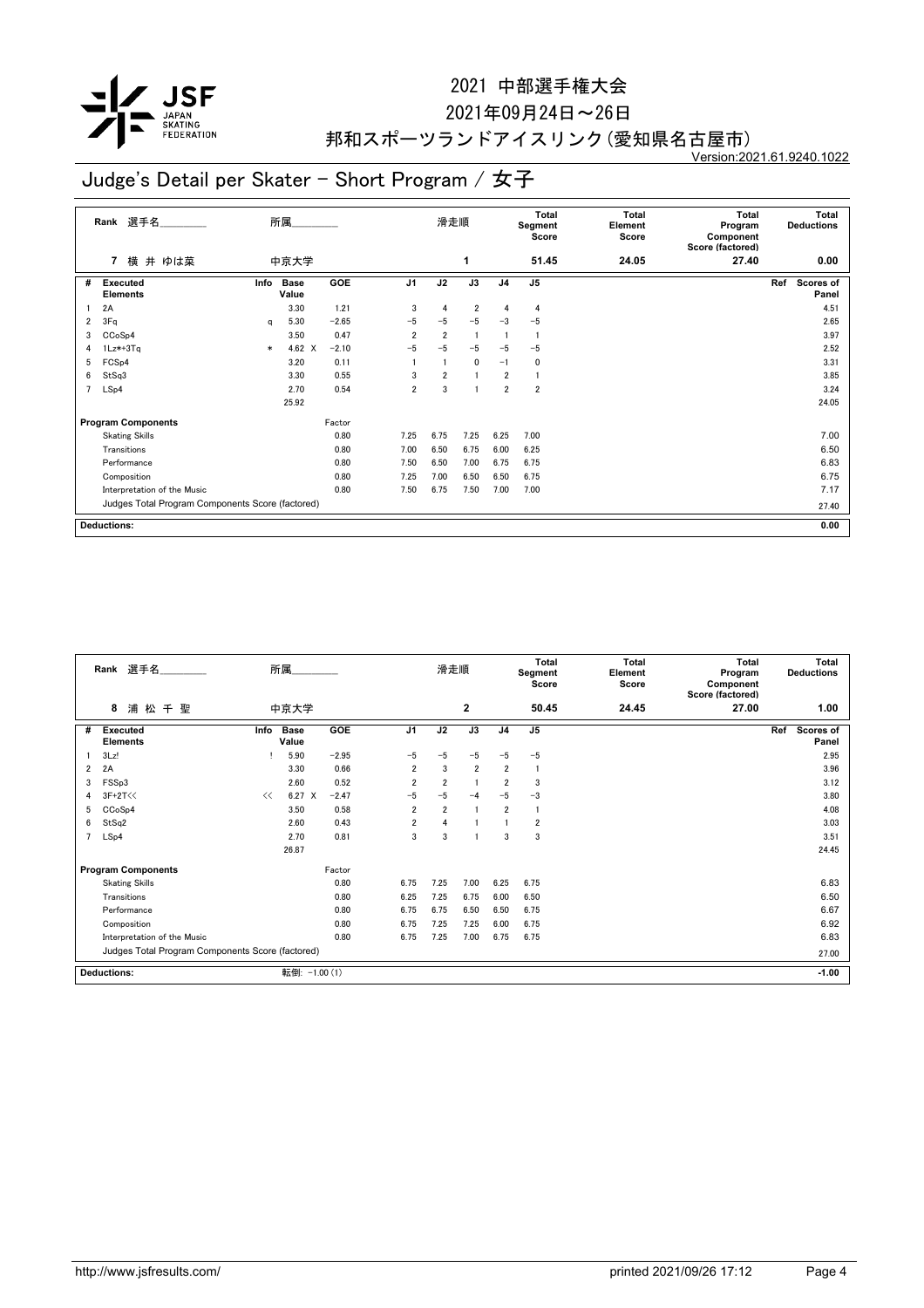# 2021 中部選手権大会

2021年09月24日～26日

邦和スポーツランドアイスリンク(愛知県名古屋市)

Version:2021.61.9240.1022

## Judge's Detail per Skater - Short Program / 女子

| Rank | 選手名 | 所属 | 滑走順 | Total Segment Score | Total Element Score | Total Program Component Score (factored) | Total Deductions |
|---|---|---|---|---|---|---|---|
| 7 | 横 井 ゆは菜 | 中京大学 | 1 | 51.45 | 24.05 | 27.40 | 0.00 |

| # | Executed Elements | Info | Base Value | | GOE | J1 | J2 | J3 | J4 | J5 | Ref | Scores of Panel |
|---|---|---|---|---|---|---|---|---|---|---|---|---|
| 1 | 2A | | 3.30 | | 1.21 | 3 | 4 | 2 | 4 | 4 | | 4.51 |
| 2 | 3Fq | q | 5.30 | | −2.65 | −5 | −5 | −5 | −3 | −5 | | 2.65 |
| 3 | CCoSp4 | | 3.50 | | 0.47 | 2 | 2 | 1 | 1 | 1 | | 3.97 |
| 4 | 1Lz*+3Tq | * | 4.62 | X | −2.10 | −5 | −5 | −5 | −5 | −5 | | 2.52 |
| 5 | FCSp4 | | 3.20 | | 0.11 | 1 | 1 | 0 | −1 | 0 | | 3.31 |
| 6 | StSq3 | | 3.30 | | 0.55 | 3 | 2 | 1 | 2 | 1 | | 3.85 |
| 7 | LSp4 | | 2.70 | | 0.54 | 2 | 3 | 1 | 2 | 2 | | 3.24 |
| | | | 25.92 | | | | | | | | | 24.05 |

| Program Components | Factor | J1 | J2 | J3 | J4 | J5 | Scores of Panel |
|---|---|---|---|---|---|---|---|
| Skating Skills | 0.80 | 7.25 | 6.75 | 7.25 | 6.25 | 7.00 | 7.00 |
| Transitions | 0.80 | 7.00 | 6.50 | 6.75 | 6.00 | 6.25 | 6.50 |
| Performance | 0.80 | 7.50 | 6.50 | 7.00 | 6.75 | 6.75 | 6.83 |
| Composition | 0.80 | 7.25 | 7.00 | 6.50 | 6.50 | 6.75 | 6.75 |
| Interpretation of the Music | 0.80 | 7.50 | 6.75 | 7.50 | 7.00 | 7.00 | 7.17 |
| Judges Total Program Components Score (factored) | | | | | | | 27.40 |

**Deductions:** 0.00

| Rank | 選手名 | 所属 | 滑走順 | Total Segment Score | Total Element Score | Total Program Component Score (factored) | Total Deductions |
|---|---|---|---|---|---|---|---|
| 8 | 浦 松 千 聖 | 中京大学 | 2 | 50.45 | 24.45 | 27.00 | 1.00 |

| # | Executed Elements | Info | Base Value | | GOE | J1 | J2 | J3 | J4 | J5 | Ref | Scores of Panel |
|---|---|---|---|---|---|---|---|---|---|---|---|---|
| 1 | 3Lz! | ! | 5.90 | | −2.95 | −5 | −5 | −5 | −5 | −5 | | 2.95 |
| 2 | 2A | | 3.30 | | 0.66 | 2 | 3 | 2 | 2 | 1 | | 3.96 |
| 3 | FSSp3 | | 2.60 | | 0.52 | 2 | 2 | 1 | 2 | 3 | | 3.12 |
| 4 | 3F+2T<< | << | 6.27 | X | −2.47 | −5 | −5 | −4 | −5 | −3 | | 3.80 |
| 5 | CCoSp4 | | 3.50 | | 0.58 | 2 | 2 | 1 | 2 | 1 | | 4.08 |
| 6 | StSq2 | | 2.60 | | 0.43 | 2 | 4 | 1 | 1 | 2 | | 3.03 |
| 7 | LSp4 | | 2.70 | | 0.81 | 3 | 3 | 1 | 3 | 3 | | 3.51 |
| | | | 26.87 | | | | | | | | | 24.45 |

| Program Components | Factor | J1 | J2 | J3 | J4 | J5 | Scores of Panel |
|---|---|---|---|---|---|---|---|
| Skating Skills | 0.80 | 6.75 | 7.25 | 7.00 | 6.25 | 6.75 | 6.83 |
| Transitions | 0.80 | 6.25 | 7.25 | 6.75 | 6.00 | 6.50 | 6.50 |
| Performance | 0.80 | 6.75 | 6.75 | 6.50 | 6.50 | 6.75 | 6.67 |
| Composition | 0.80 | 6.75 | 7.25 | 7.25 | 6.00 | 6.75 | 6.92 |
| Interpretation of the Music | 0.80 | 6.75 | 7.25 | 7.00 | 6.75 | 6.75 | 6.83 |
| Judges Total Program Components Score (factored) | | | | | | | 27.00 |

**Deductions:** 転倒: −1.00 (1) — −1.00

http://www.jsfresults.com/ printed 2021/09/26 17:12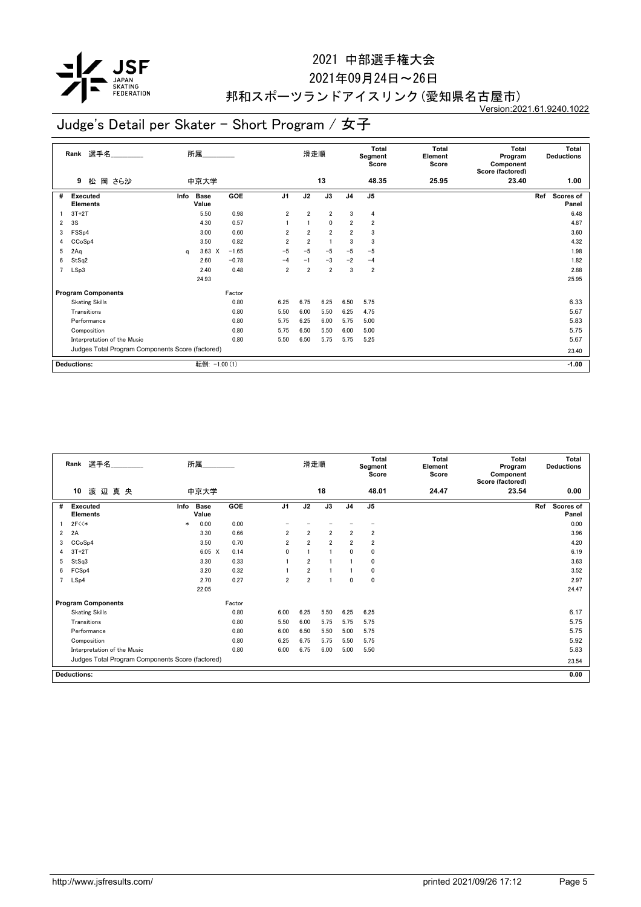# 2021 中部選手権大会

2021年09月24日～26日

邦和スポーツランドアイスリンク(愛知県名古屋市)

Version:2021.61.9240.1022

## Judge's Detail per Skater - Short Program / 女子

| Rank | 選手名 | 所属 | 滑走順 | Total Segment Score | Total Element Score | Total Program Component Score (factored) | Total Deductions |
|---|---|---|---|---|---|---|---|
| 9 | 松 岡 さら沙 | 中京大学 | 13 | 48.35 | 25.95 | 23.40 | 1.00 |

| # | Executed Elements | Info | Base Value | | GOE | J1 | J2 | J3 | J4 | J5 | Ref | Scores of Panel |
|---|---|---|---|---|---|---|---|---|---|---|---|---|
| 1 | 3T+2T | | 5.50 | | 0.98 | 2 | 2 | 2 | 3 | 4 | | 6.48 |
| 2 | 3S | | 4.30 | | 0.57 | 1 | 1 | 0 | 2 | 2 | | 4.87 |
| 3 | FSSp4 | | 3.00 | | 0.60 | 2 | 2 | 2 | 2 | 3 | | 3.60 |
| 4 | CCoSp4 | | 3.50 | | 0.82 | 2 | 2 | 1 | 3 | 3 | | 4.32 |
| 5 | 2Aq | q | 3.63 | X | −1.65 | −5 | −5 | −5 | −5 | −5 | | 1.98 |
| 6 | StSq2 | | 2.60 | | −0.78 | −4 | −1 | −3 | −2 | −4 | | 1.82 |
| 7 | LSp3 | | 2.40 | | 0.48 | 2 | 2 | 2 | 3 | 2 | | 2.88 |
| | | | 24.93 | | | | | | | | | 25.95 |

| Program Components | Factor | J1 | J2 | J3 | J4 | J5 | Scores of Panel |
|---|---|---|---|---|---|---|---|
| Skating Skills | 0.80 | 6.25 | 6.75 | 6.25 | 6.50 | 5.75 | 6.33 |
| Transitions | 0.80 | 5.50 | 6.00 | 5.50 | 6.25 | 4.75 | 5.67 |
| Performance | 0.80 | 5.75 | 6.25 | 6.00 | 5.75 | 5.00 | 5.83 |
| Composition | 0.80 | 5.75 | 6.50 | 5.50 | 6.00 | 5.00 | 5.75 |
| Interpretation of the Music | 0.80 | 5.50 | 6.50 | 5.75 | 5.75 | 5.25 | 5.67 |
| Judges Total Program Components Score (factored) | | | | | | | 23.40 |

| Deductions: | 転倒: −1.00 (1) | −1.00 |
|---|---|---|

| Rank | 選手名 | 所属 | 滑走順 | Total Segment Score | Total Element Score | Total Program Component Score (factored) | Total Deductions |
|---|---|---|---|---|---|---|---|
| 10 | 渡 辺 真 央 | 中京大学 | 18 | 48.01 | 24.47 | 23.54 | 0.00 |

| # | Executed Elements | Info | Base Value | | GOE | J1 | J2 | J3 | J4 | J5 | Ref | Scores of Panel |
|---|---|---|---|---|---|---|---|---|---|---|---|---|
| 1 | 2F<<* | * | 0.00 | | 0.00 | − | − | − | − | − | | 0.00 |
| 2 | 2A | | 3.30 | | 0.66 | 2 | 2 | 2 | 2 | 2 | | 3.96 |
| 3 | CCoSp4 | | 3.50 | | 0.70 | 2 | 2 | 2 | 2 | 2 | | 4.20 |
| 4 | 3T+2T | | 6.05 | X | 0.14 | 0 | 1 | 1 | 0 | 0 | | 6.19 |
| 5 | StSq3 | | 3.30 | | 0.33 | 1 | 2 | 1 | 1 | 0 | | 3.63 |
| 6 | FCSp4 | | 3.20 | | 0.32 | 1 | 2 | 1 | 1 | 0 | | 3.52 |
| 7 | LSp4 | | 2.70 | | 0.27 | 2 | 2 | 1 | 0 | 0 | | 2.97 |
| | | | 22.05 | | | | | | | | | 24.47 |

| Program Components | Factor | J1 | J2 | J3 | J4 | J5 | Scores of Panel |
|---|---|---|---|---|---|---|---|
| Skating Skills | 0.80 | 6.00 | 6.25 | 5.50 | 6.25 | 6.25 | 6.17 |
| Transitions | 0.80 | 5.50 | 6.00 | 5.75 | 5.75 | 5.75 | 5.75 |
| Performance | 0.80 | 6.00 | 6.50 | 5.50 | 5.00 | 5.75 | 5.75 |
| Composition | 0.80 | 6.25 | 6.75 | 5.75 | 5.50 | 5.75 | 5.92 |
| Interpretation of the Music | 0.80 | 6.00 | 6.75 | 6.00 | 5.00 | 5.50 | 5.83 |
| Judges Total Program Components Score (factored) | | | | | | | 23.54 |

| Deductions: | | 0.00 |
|---|---|---|

http://www.jsfresults.com/ printed 2021/09/26 17:12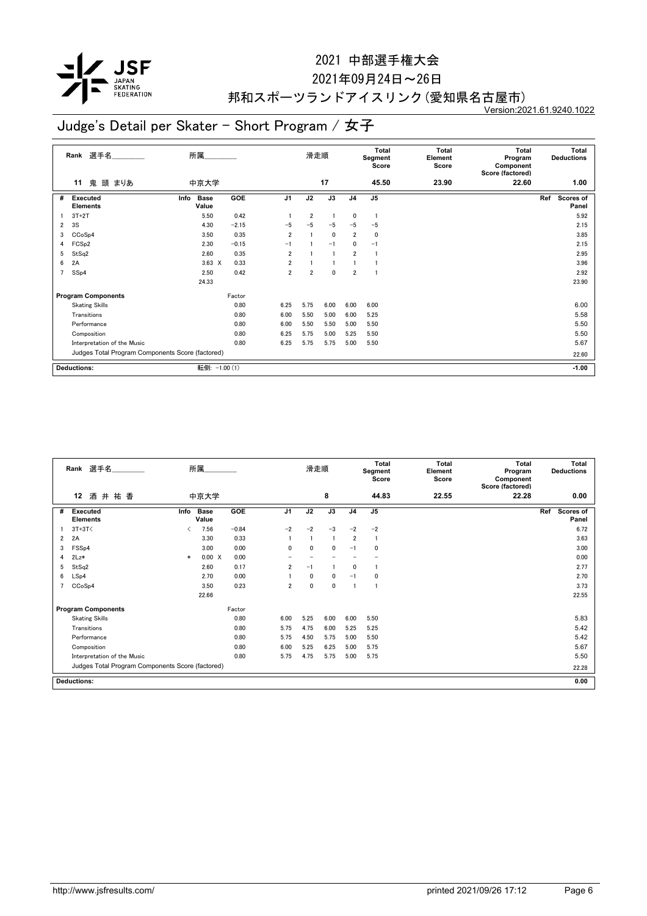# 2021 中部選手権大会

2021年09月24日～26日

邦和スポーツランドアイスリンク(愛知県名古屋市)

Version:2021.61.9240.1022

## Judge's Detail per Skater - Short Program / 女子

| Rank | 選手名 | 所属 | 滑走順 | Total Segment Score | Total Element Score | Total Program Component Score (factored) | Total Deductions |
|---|---|---|---|---|---|---|---|
| 11 | 鬼 頭 まりあ | 中京大学 | 17 | 45.50 | 23.90 | 22.60 | 1.00 |

| # | Executed Elements | Info | Base Value | GOE | J1 | J2 | J3 | J4 | J5 | Ref | Scores of Panel |
|---|---|---|---|---|---|---|---|---|---|---|---|
| 1 | 3T+2T | | 5.50 | 0.42 | 1 | 2 | 1 | 0 | 1 | | 5.92 |
| 2 | 3S | | 4.30 | −2.15 | −5 | −5 | −5 | −5 | −5 | | 2.15 |
| 3 | CCoSp4 | | 3.50 | 0.35 | 2 | 1 | 0 | 2 | 0 | | 3.85 |
| 4 | FCSp2 | | 2.30 | −0.15 | −1 | 1 | −1 | 0 | −1 | | 2.15 |
| 5 | StSq2 | | 2.60 | 0.35 | 2 | 1 | 1 | 2 | 1 | | 2.95 |
| 6 | 2A | | 3.63 X | 0.33 | 2 | 1 | 1 | 1 | 1 | | 3.96 |
| 7 | SSp4 | | 2.50 | 0.42 | 2 | 2 | 0 | 2 | 1 | | 2.92 |
| | | | 24.33 | | | | | | | | 23.90 |

| Program Components | Factor | J1 | J2 | J3 | J4 | J5 | Scores of Panel |
|---|---|---|---|---|---|---|---|
| Skating Skills | 0.80 | 6.25 | 5.75 | 6.00 | 6.00 | 6.00 | 6.00 |
| Transitions | 0.80 | 6.00 | 5.50 | 5.00 | 6.00 | 5.25 | 5.58 |
| Performance | 0.80 | 6.00 | 5.50 | 5.50 | 5.00 | 5.50 | 5.50 |
| Composition | 0.80 | 6.25 | 5.75 | 5.00 | 5.25 | 5.50 | 5.50 |
| Interpretation of the Music | 0.80 | 6.25 | 5.75 | 5.75 | 5.00 | 5.50 | 5.67 |
| Judges Total Program Components Score (factored) | | | | | | | 22.60 |

Deductions: 転倒: −1.00 (1) **-1.00**

| Rank | 選手名 | 所属 | 滑走順 | Total Segment Score | Total Element Score | Total Program Component Score (factored) | Total Deductions |
|---|---|---|---|---|---|---|---|
| 12 | 酒 井 祐 香 | 中京大学 | 8 | 44.83 | 22.55 | 22.28 | 0.00 |

| # | Executed Elements | Info | Base Value | GOE | J1 | J2 | J3 | J4 | J5 | Ref | Scores of Panel |
|---|---|---|---|---|---|---|---|---|---|---|---|
| 1 | 3T+3T< | < | 7.56 | −0.84 | −2 | −2 | −3 | −2 | −2 | | 6.72 |
| 2 | 2A | | 3.30 | 0.33 | 1 | 1 | 1 | 2 | 1 | | 3.63 |
| 3 | FSSp4 | | 3.00 | 0.00 | 0 | 0 | 0 | −1 | 0 | | 3.00 |
| 4 | 2Lz* | * | 0.00 X | 0.00 | − | − | − | − | − | | 0.00 |
| 5 | StSq2 | | 2.60 | 0.17 | 2 | −1 | 1 | 0 | 1 | | 2.77 |
| 6 | LSp4 | | 2.70 | 0.00 | 1 | 0 | 0 | −1 | 0 | | 2.70 |
| 7 | CCoSp4 | | 3.50 | 0.23 | 2 | 0 | 0 | 1 | 1 | | 3.73 |
| | | | 22.66 | | | | | | | | 22.55 |

| Program Components | Factor | J1 | J2 | J3 | J4 | J5 | Scores of Panel |
|---|---|---|---|---|---|---|---|
| Skating Skills | 0.80 | 6.00 | 5.25 | 6.00 | 6.00 | 5.50 | 5.83 |
| Transitions | 0.80 | 5.75 | 4.75 | 6.00 | 5.25 | 5.25 | 5.42 |
| Performance | 0.80 | 5.75 | 4.50 | 5.75 | 5.00 | 5.50 | 5.42 |
| Composition | 0.80 | 6.00 | 5.25 | 6.25 | 5.00 | 5.75 | 5.67 |
| Interpretation of the Music | 0.80 | 5.75 | 4.75 | 5.75 | 5.00 | 5.75 | 5.50 |
| Judges Total Program Components Score (factored) | | | | | | | 22.28 |

Deductions: **0.00**

http://www.jsfresults.com/ printed 2021/09/26 17:12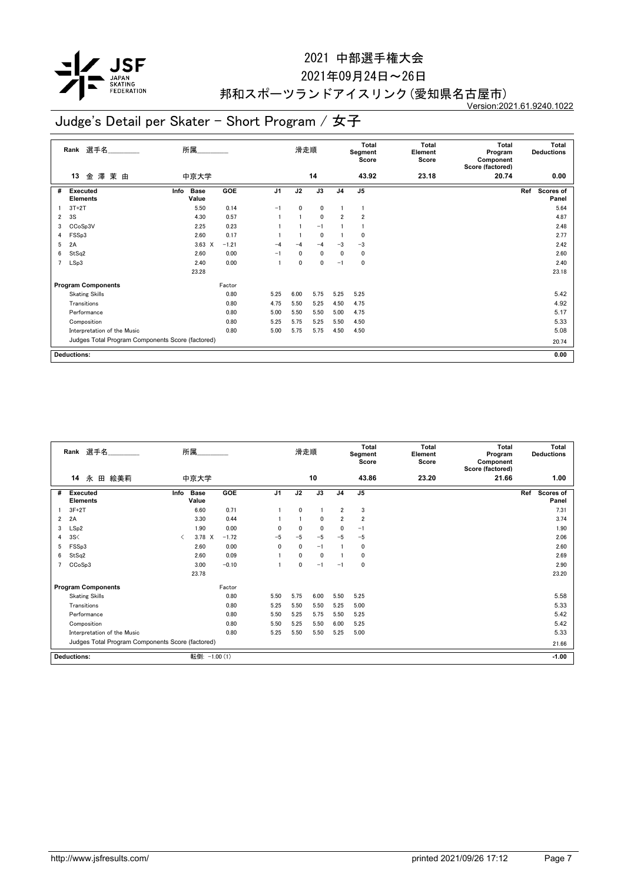# 2021 中部選手権大会

2021年09月24日～26日

邦和スポーツランドアイスリンク(愛知県名古屋市)

Version:2021.61.9240.1022

## Judge's Detail per Skater - Short Program / 女子

| Rank | 選手名 | 所属 | 滑走順 | Total Segment Score | Total Element Score | Total Program Component Score (factored) | Total Deductions |
|---|---|---|---|---|---|---|---|
| 13 | 金 澤 茉 由 | 中京大学 | 14 | 43.92 | 23.18 | 20.74 | 0.00 |

| # | Executed Elements | Info | Base Value | GOE | J1 | J2 | J3 | J4 | J5 | Ref | Scores of Panel |
|---|---|---|---|---|---|---|---|---|---|---|---|
| 1 | 3T+2T | | 5.50 | 0.14 | −1 | 0 | 0 | 1 | 1 | | 5.64 |
| 2 | 3S | | 4.30 | 0.57 | 1 | 1 | 0 | 2 | 2 | | 4.87 |
| 3 | CCoSp3V | | 2.25 | 0.23 | 1 | 1 | −1 | 1 | 1 | | 2.48 |
| 4 | FSSp3 | | 2.60 | 0.17 | 1 | 1 | 0 | 1 | 0 | | 2.77 |
| 5 | 2A | | 3.63 X | −1.21 | −4 | −4 | −4 | −3 | −3 | | 2.42 |
| 6 | StSq2 | | 2.60 | 0.00 | −1 | 0 | 0 | 0 | 0 | | 2.60 |
| 7 | LSp3 | | 2.40 | 0.00 | 1 | 0 | 0 | −1 | 0 | | 2.40 |
| | | | 23.28 | | | | | | | | 23.18 |

| Program Components | Factor | J1 | J2 | J3 | J4 | J5 | Scores of Panel |
|---|---|---|---|---|---|---|---|
| Skating Skills | 0.80 | 5.25 | 6.00 | 5.75 | 5.25 | 5.25 | 5.42 |
| Transitions | 0.80 | 4.75 | 5.50 | 5.25 | 4.50 | 4.75 | 4.92 |
| Performance | 0.80 | 5.00 | 5.50 | 5.50 | 5.00 | 4.75 | 5.17 |
| Composition | 0.80 | 5.25 | 5.75 | 5.25 | 5.50 | 4.50 | 5.33 |
| Interpretation of the Music | 0.80 | 5.00 | 5.75 | 5.75 | 4.50 | 4.50 | 5.08 |
| Judges Total Program Components Score (factored) | | | | | | | 20.74 |

**Deductions:** 0.00

| Rank | 選手名 | 所属 | 滑走順 | Total Segment Score | Total Element Score | Total Program Component Score (factored) | Total Deductions |
|---|---|---|---|---|---|---|---|
| 14 | 永 田 絵美莉 | 中京大学 | 10 | 43.86 | 23.20 | 21.66 | 1.00 |

| # | Executed Elements | Info | Base Value | GOE | J1 | J2 | J3 | J4 | J5 | Ref | Scores of Panel |
|---|---|---|---|---|---|---|---|---|---|---|---|
| 1 | 3F+2T | | 6.60 | 0.71 | 1 | 0 | 1 | 2 | 3 | | 7.31 |
| 2 | 2A | | 3.30 | 0.44 | 1 | 1 | 0 | 2 | 2 | | 3.74 |
| 3 | LSp2 | | 1.90 | 0.00 | 0 | 0 | 0 | 0 | −1 | | 1.90 |
| 4 | 3S< | < | 3.78 X | −1.72 | −5 | −5 | −5 | −5 | −5 | | 2.06 |
| 5 | FSSp3 | | 2.60 | 0.00 | 0 | 0 | −1 | 1 | 0 | | 2.60 |
| 6 | StSq2 | | 2.60 | 0.09 | 1 | 0 | 0 | 1 | 0 | | 2.69 |
| 7 | CCoSp3 | | 3.00 | −0.10 | 1 | 0 | −1 | −1 | 0 | | 2.90 |
| | | | 23.78 | | | | | | | | 23.20 |

| Program Components | Factor | J1 | J2 | J3 | J4 | J5 | Scores of Panel |
|---|---|---|---|---|---|---|---|
| Skating Skills | 0.80 | 5.50 | 5.75 | 6.00 | 5.50 | 5.25 | 5.58 |
| Transitions | 0.80 | 5.25 | 5.50 | 5.50 | 5.25 | 5.00 | 5.33 |
| Performance | 0.80 | 5.50 | 5.25 | 5.75 | 5.50 | 5.25 | 5.42 |
| Composition | 0.80 | 5.50 | 5.25 | 5.50 | 6.00 | 5.25 | 5.42 |
| Interpretation of the Music | 0.80 | 5.25 | 5.50 | 5.50 | 5.25 | 5.00 | 5.33 |
| Judges Total Program Components Score (factored) | | | | | | | 21.66 |

**Deductions:** 転倒: −1.00 (1) — −1.00

http://www.jsfresults.com/ printed 2021/09/26 17:12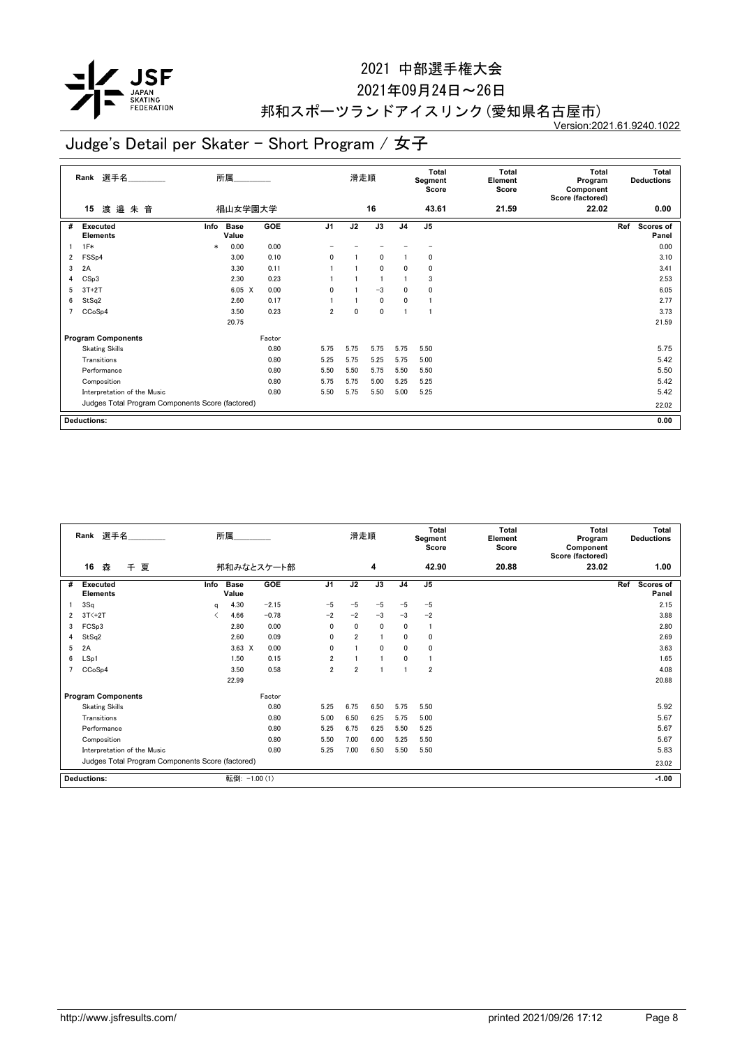# 2021 中部選手権大会

2021年09月24日～26日

邦和スポーツランドアイスリンク（愛知県名古屋市）

Version:2021.61.9240.1022

## Judge's Detail per Skater - Short Program / 女子

| Rank | 選手名 | 所属 | 滑走順 | Total Segment Score | Total Element Score | Total Program Component Score (factored) | Total Deductions |
|---|---|---|---|---|---|---|---|
| 15 | 渡 邉 朱 音 | 椙山女学園大学 | 16 | 43.61 | 21.59 | 22.02 | 0.00 |

| # | Executed Elements | Info | Base Value | GOE | J1 | J2 | J3 | J4 | J5 | Ref | Scores of Panel |
|---|---|---|---|---|---|---|---|---|---|---|---|
| 1 | 1F* | * | 0.00 | 0.00 | − | − | − | − | − | | 0.00 |
| 2 | FSSp4 | | 3.00 | 0.10 | 0 | 1 | 0 | 1 | 0 | | 3.10 |
| 3 | 2A | | 3.30 | 0.11 | 1 | 1 | 0 | 0 | 0 | | 3.41 |
| 4 | CSp3 | | 2.30 | 0.23 | 1 | 1 | 1 | 1 | 3 | | 2.53 |
| 5 | 3T+2T | | 6.05 X | 0.00 | 0 | 1 | −3 | 0 | 0 | | 6.05 |
| 6 | StSq2 | | 2.60 | 0.17 | 1 | 1 | 0 | 0 | 1 | | 2.77 |
| 7 | CCoSp4 | | 3.50 | 0.23 | 2 | 0 | 0 | 1 | 1 | | 3.73 |
| | | | 20.75 | | | | | | | | 21.59 |

| Program Components | Factor | J1 | J2 | J3 | J4 | J5 | Scores of Panel |
|---|---|---|---|---|---|---|---|
| Skating Skills | 0.80 | 5.75 | 5.75 | 5.75 | 5.75 | 5.50 | 5.75 |
| Transitions | 0.80 | 5.25 | 5.75 | 5.25 | 5.75 | 5.00 | 5.42 |
| Performance | 0.80 | 5.50 | 5.50 | 5.75 | 5.50 | 5.50 | 5.50 |
| Composition | 0.80 | 5.75 | 5.75 | 5.00 | 5.25 | 5.25 | 5.42 |
| Interpretation of the Music | 0.80 | 5.50 | 5.75 | 5.50 | 5.00 | 5.25 | 5.42 |
| Judges Total Program Components Score (factored) | | | | | | | 22.02 |

Deductions: 0.00

| Rank | 選手名 | 所属 | 滑走順 | Total Segment Score | Total Element Score | Total Program Component Score (factored) | Total Deductions |
|---|---|---|---|---|---|---|---|
| 16 | 森　千 夏 | 邦和みなとスケート部 | 4 | 42.90 | 20.88 | 23.02 | 1.00 |

| # | Executed Elements | Info | Base Value | GOE | J1 | J2 | J3 | J4 | J5 | Ref | Scores of Panel |
|---|---|---|---|---|---|---|---|---|---|---|---|
| 1 | 3Sq | q | 4.30 | −2.15 | −5 | −5 | −5 | −5 | −5 | | 2.15 |
| 2 | 3T<+2T | < | 4.66 | −0.78 | −2 | −2 | −3 | −3 | −2 | | 3.88 |
| 3 | FCSp3 | | 2.80 | 0.00 | 0 | 0 | 0 | 0 | 1 | | 2.80 |
| 4 | StSq2 | | 2.60 | 0.09 | 0 | 2 | 1 | 0 | 0 | | 2.69 |
| 5 | 2A | | 3.63 X | 0.00 | 0 | 1 | 0 | 0 | 0 | | 3.63 |
| 6 | LSp1 | | 1.50 | 0.15 | 2 | 1 | 1 | 0 | 1 | | 1.65 |
| 7 | CCoSp4 | | 3.50 | 0.58 | 2 | 2 | 1 | 1 | 2 | | 4.08 |
| | | | 22.99 | | | | | | | | 20.88 |

| Program Components | Factor | J1 | J2 | J3 | J4 | J5 | Scores of Panel |
|---|---|---|---|---|---|---|---|
| Skating Skills | 0.80 | 5.25 | 6.75 | 6.50 | 5.75 | 5.50 | 5.92 |
| Transitions | 0.80 | 5.00 | 6.50 | 6.25 | 5.75 | 5.00 | 5.67 |
| Performance | 0.80 | 5.25 | 6.75 | 6.25 | 5.50 | 5.25 | 5.67 |
| Composition | 0.80 | 5.50 | 7.00 | 6.00 | 5.25 | 5.50 | 5.67 |
| Interpretation of the Music | 0.80 | 5.25 | 7.00 | 6.50 | 5.50 | 5.50 | 5.83 |
| Judges Total Program Components Score (factored) | | | | | | | 23.02 |

Deductions: 転倒: −1.00 (1) −1.00

http://www.jsfresults.com/ printed 2021/09/26 17:12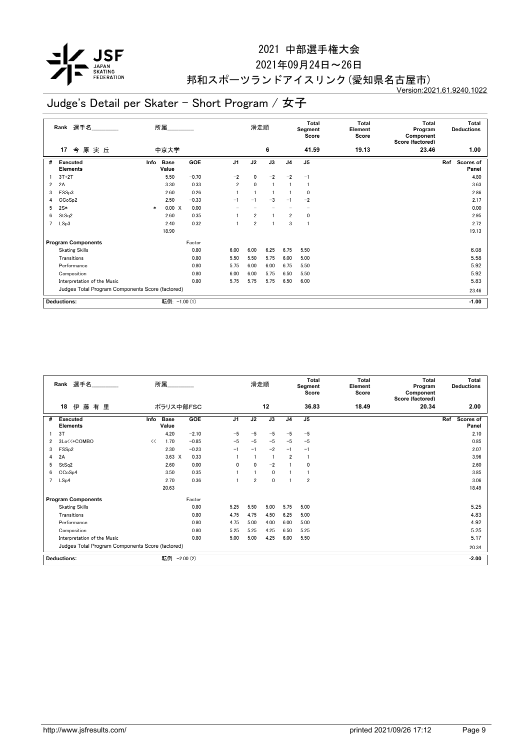# 2021 中部選手権大会

2021年09月24日～26日

邦和スポーツランドアイスリンク(愛知県名古屋市)

Version:2021.61.9240.1022

## Judge's Detail per Skater - Short Program / 女子

| Rank | 選手名 | 所属 | 滑走順 | Total Segment Score | Total Element Score | Total Program Component Score (factored) | Total Deductions |
|---|---|---|---|---|---|---|---|
| 17 | 今 原 実 丘 | 中京大学 | 6 | 41.59 | 19.13 | 23.46 | 1.00 |

| # | Executed Elements | Info | Base Value | | GOE | J1 | J2 | J3 | J4 | J5 | Ref | Scores of Panel |
|---|---|---|---|---|---|---|---|---|---|---|---|---|
| 1 | 3T+2T | | 5.50 | | −0.70 | −2 | 0 | −2 | −2 | −1 | | 4.80 |
| 2 | 2A | | 3.30 | | 0.33 | 2 | 0 | 1 | 1 | 1 | | 3.63 |
| 3 | FSSp3 | | 2.60 | | 0.26 | 1 | 1 | 1 | 1 | 0 | | 2.86 |
| 4 | CCoSp2 | | 2.50 | | −0.33 | −1 | −1 | −3 | −1 | −2 | | 2.17 |
| 5 | 2S* | * | 0.00 | X | 0.00 | − | − | − | − | − | | 0.00 |
| 6 | StSq2 | | 2.60 | | 0.35 | 1 | 2 | 1 | 2 | 0 | | 2.95 |
| 7 | LSp3 | | 2.40 | | 0.32 | 1 | 2 | 1 | 3 | 1 | | 2.72 |
| | | | 18.90 | | | | | | | | | 19.13 |

| Program Components | Factor | J1 | J2 | J3 | J4 | J5 | Scores of Panel |
|---|---|---|---|---|---|---|---|
| Skating Skills | 0.80 | 6.00 | 6.00 | 6.25 | 6.75 | 5.50 | 6.08 |
| Transitions | 0.80 | 5.50 | 5.50 | 5.75 | 6.00 | 5.00 | 5.58 |
| Performance | 0.80 | 5.75 | 6.00 | 6.00 | 6.75 | 5.50 | 5.92 |
| Composition | 0.80 | 6.00 | 6.00 | 5.75 | 6.50 | 5.50 | 5.92 |
| Interpretation of the Music | 0.80 | 5.75 | 5.75 | 5.75 | 6.50 | 6.00 | 5.83 |
| Judges Total Program Components Score (factored) | | | | | | | 23.46 |

**Deductions:** 転倒: −1.00 (1) — **−1.00**

| Rank | 選手名 | 所属 | 滑走順 | Total Segment Score | Total Element Score | Total Program Component Score (factored) | Total Deductions |
|---|---|---|---|---|---|---|---|
| 18 | 伊 藤 有 里 | ポラリス中部FSC | 12 | 36.83 | 18.49 | 20.34 | 2.00 |

| # | Executed Elements | Info | Base Value | | GOE | J1 | J2 | J3 | J4 | J5 | Ref | Scores of Panel |
|---|---|---|---|---|---|---|---|---|---|---|---|---|
| 1 | 3T | | 4.20 | | −2.10 | −5 | −5 | −5 | −5 | −5 | | 2.10 |
| 2 | 3Lo<<+COMBO | << | 1.70 | | −0.85 | −5 | −5 | −5 | −5 | −5 | | 0.85 |
| 3 | FSSp2 | | 2.30 | | −0.23 | −1 | −1 | −2 | −1 | −1 | | 2.07 |
| 4 | 2A | | 3.63 | X | 0.33 | 1 | 1 | 1 | 2 | 1 | | 3.96 |
| 5 | StSq2 | | 2.60 | | 0.00 | 0 | 0 | −2 | 1 | 0 | | 2.60 |
| 6 | CCoSp4 | | 3.50 | | 0.35 | 1 | 1 | 0 | 1 | 1 | | 3.85 |
| 7 | LSp4 | | 2.70 | | 0.36 | 1 | 2 | 0 | 1 | 2 | | 3.06 |
| | | | 20.63 | | | | | | | | | 18.49 |

| Program Components | Factor | J1 | J2 | J3 | J4 | J5 | Scores of Panel |
|---|---|---|---|---|---|---|---|
| Skating Skills | 0.80 | 5.25 | 5.50 | 5.00 | 5.75 | 5.00 | 5.25 |
| Transitions | 0.80 | 4.75 | 4.75 | 4.50 | 6.25 | 5.00 | 4.83 |
| Performance | 0.80 | 4.75 | 5.00 | 4.00 | 6.00 | 5.00 | 4.92 |
| Composition | 0.80 | 5.25 | 5.25 | 4.25 | 6.50 | 5.25 | 5.25 |
| Interpretation of the Music | 0.80 | 5.00 | 5.00 | 4.25 | 6.00 | 5.50 | 5.17 |
| Judges Total Program Components Score (factored) | | | | | | | 20.34 |

**Deductions:** 転倒: −2.00 (2) — **−2.00**

http://www.jsfresults.com/ printed 2021/09/26 17:12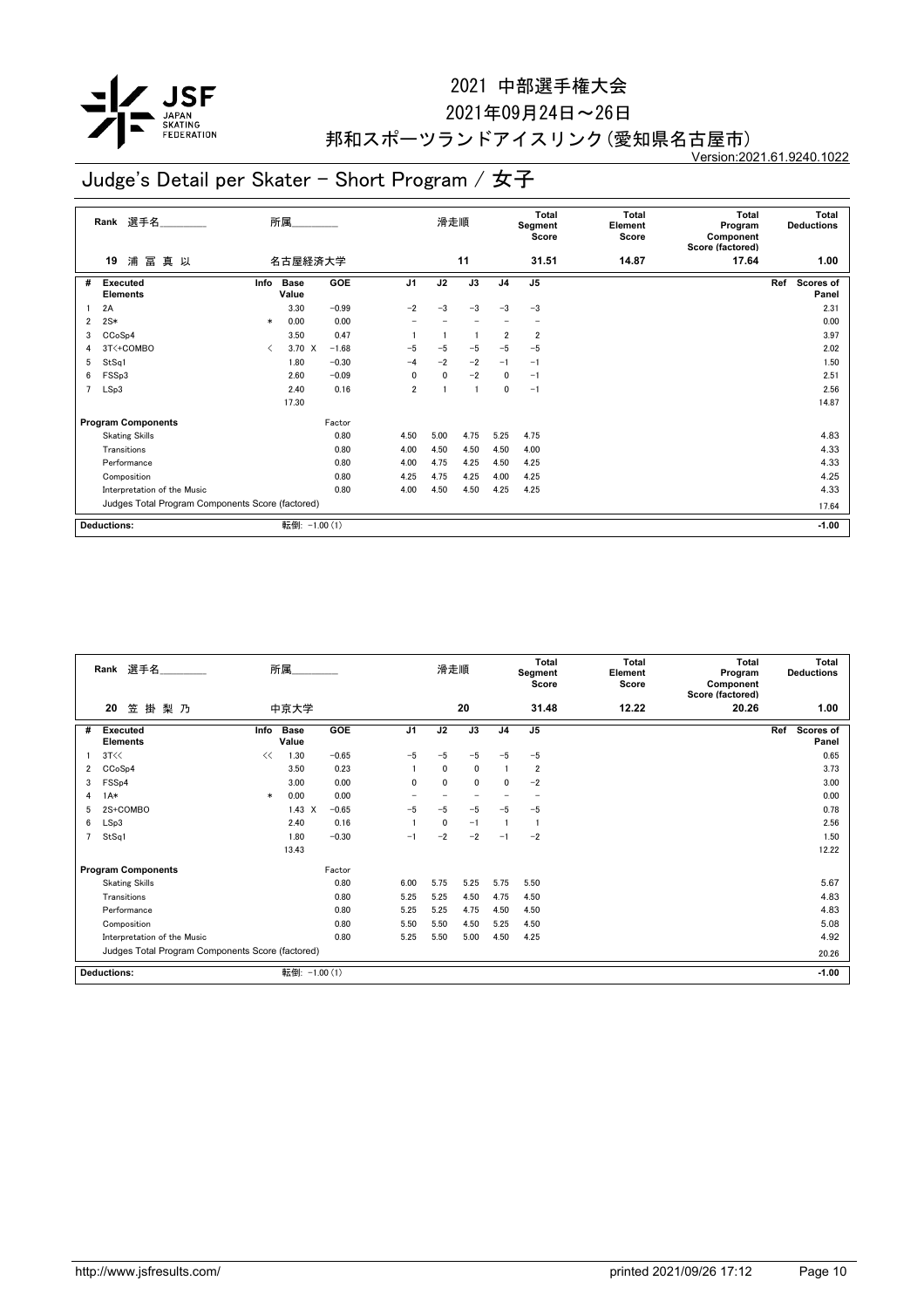# 2021 中部選手権大会

2021年09月24日～26日

邦和スポーツランドアイスリンク(愛知県名古屋市)

Version:2021.61.9240.1022

## Judge's Detail per Skater - Short Program / 女子

| Rank | 選手名 | 所属 | | 滑走順 | Total Segment Score | Total Element Score | Total Program Component Score (factored) | Total Deductions |
|---|---|---|---|---|---|---|---|---|
| 19 | 浦 冨 真 以 | 名古屋経済大学 | | 11 | 31.51 | 14.87 | 17.64 | 1.00 |

| # | Executed Elements | Info | Base Value | | GOE | J1 | J2 | J3 | J4 | J5 | Ref | Scores of Panel |
|---|---|---|---|---|---|---|---|---|---|---|---|---|
| 1 | 2A | | 3.30 | | −0.99 | −2 | −3 | −3 | −3 | −3 | | 2.31 |
| 2 | 2S* | * | 0.00 | | 0.00 | − | − | − | − | − | | 0.00 |
| 3 | CCoSp4 | | 3.50 | | 0.47 | 1 | 1 | 1 | 2 | 2 | | 3.97 |
| 4 | 3T<+COMBO | < | 3.70 | X | −1.68 | −5 | −5 | −5 | −5 | −5 | | 2.02 |
| 5 | StSq1 | | 1.80 | | −0.30 | −4 | −2 | −2 | −1 | −1 | | 1.50 |
| 6 | FSSp3 | | 2.60 | | −0.09 | 0 | 0 | −2 | 0 | −1 | | 2.51 |
| 7 | LSp3 | | 2.40 | | 0.16 | 2 | 1 | 1 | 0 | −1 | | 2.56 |
| | | | 17.30 | | | | | | | | | 14.87 |
| | **Program Components** | | | | Factor | | | | | | | |
| | Skating Skills | | | | 0.80 | 4.50 | 5.00 | 4.75 | 5.25 | 4.75 | | 4.83 |
| | Transitions | | | | 0.80 | 4.00 | 4.50 | 4.50 | 4.50 | 4.00 | | 4.33 |
| | Performance | | | | 0.80 | 4.00 | 4.75 | 4.25 | 4.50 | 4.25 | | 4.33 |
| | Composition | | | | 0.80 | 4.25 | 4.75 | 4.25 | 4.00 | 4.25 | | 4.25 |
| | Interpretation of the Music | | | | 0.80 | 4.00 | 4.50 | 4.50 | 4.25 | 4.25 | | 4.33 |
| | Judges Total Program Components Score (factored) | | | | | | | | | | | 17.64 |
| | **Deductions:** | | 転倒: −1.00 (1) | | | | | | | | | −1.00 |

| Rank | 選手名 | 所属 | | 滑走順 | Total Segment Score | Total Element Score | Total Program Component Score (factored) | Total Deductions |
|---|---|---|---|---|---|---|---|---|
| 20 | 笠 掛 梨 乃 | 中京大学 | | 20 | 31.48 | 12.22 | 20.26 | 1.00 |

| # | Executed Elements | Info | Base Value | | GOE | J1 | J2 | J3 | J4 | J5 | Ref | Scores of Panel |
|---|---|---|---|---|---|---|---|---|---|---|---|---|
| 1 | 3T<< | << | 1.30 | | −0.65 | −5 | −5 | −5 | −5 | −5 | | 0.65 |
| 2 | CCoSp4 | | 3.50 | | 0.23 | 1 | 0 | 0 | 1 | 2 | | 3.73 |
| 3 | FSSp4 | | 3.00 | | 0.00 | 0 | 0 | 0 | 0 | −2 | | 3.00 |
| 4 | 1A* | * | 0.00 | | 0.00 | − | − | − | − | − | | 0.00 |
| 5 | 2S+COMBO | | 1.43 | X | −0.65 | −5 | −5 | −5 | −5 | −5 | | 0.78 |
| 6 | LSp3 | | 2.40 | | 0.16 | 1 | 0 | −1 | 1 | 1 | | 2.56 |
| 7 | StSq1 | | 1.80 | | −0.30 | −1 | −2 | −2 | −1 | −2 | | 1.50 |
| | | | 13.43 | | | | | | | | | 12.22 |
| | **Program Components** | | | | Factor | | | | | | | |
| | Skating Skills | | | | 0.80 | 6.00 | 5.75 | 5.25 | 5.75 | 5.50 | | 5.67 |
| | Transitions | | | | 0.80 | 5.25 | 5.25 | 4.50 | 4.75 | 4.50 | | 4.83 |
| | Performance | | | | 0.80 | 5.25 | 5.25 | 4.75 | 4.50 | 4.50 | | 4.83 |
| | Composition | | | | 0.80 | 5.50 | 5.50 | 4.50 | 5.25 | 4.50 | | 5.08 |
| | Interpretation of the Music | | | | 0.80 | 5.25 | 5.50 | 5.00 | 4.50 | 4.25 | | 4.92 |
| | Judges Total Program Components Score (factored) | | | | | | | | | | | 20.26 |
| | **Deductions:** | | 転倒: −1.00 (1) | | | | | | | | | −1.00 |

http://www.jsfresults.com/ printed 2021/09/26 17:12